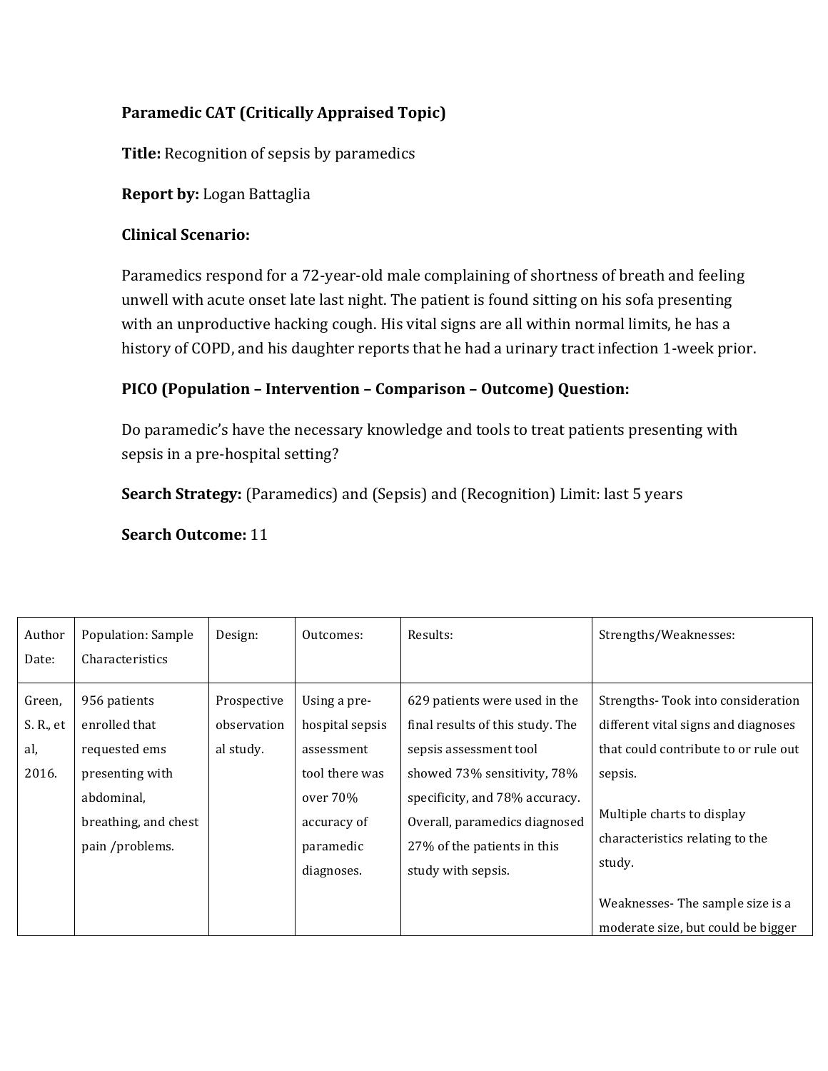**Paramedic CAT (Critically Appraised Topic)**

**Title:** Recognition of sepsis by paramedics

**Report by:** Logan Battaglia

**Clinical Scenario:**

Paramedics respond for a 72-year-old male complaining of shortness of breath and feeling unwell with acute onset late last night. The patient is found sitting on his sofa presenting with an unproductive hacking cough. His vital signs are all within normal limits, he has a history of COPD, and his daughter reports that he had a urinary tract infection 1-week prior.

**PICO (Population – Intervention – Comparison – Outcome) Question:**

Do paramedic's have the necessary knowledge and tools to treat patients presenting with sepsis in a pre-hospital setting?

**Search Strategy:** (Paramedics) and (Sepsis) and (Recognition) Limit: last 5 years

**Search Outcome:** 11

| Author Date: | Population: Sample Characteristics | Design: | Outcomes: | Results: | Strengths/Weaknesses: |
| --- | --- | --- | --- | --- | --- |
| Green, S. R., et al, 2016. | 956 patients enrolled that requested ems presenting with abdominal, breathing, and chest pain /problems. | Prospective observational study. | Using a pre-hospital sepsis assessment tool there was over 70% accuracy of paramedic diagnoses. | 629 patients were used in the final results of this study. The sepsis assessment tool showed 73% sensitivity, 78% specificity, and 78% accuracy. Overall, paramedics diagnosed 27% of the patients in this study with sepsis. | Strengths- Took into consideration different vital signs and diagnoses that could contribute to or rule out sepsis.<br><br>Multiple charts to display characteristics relating to the study.<br><br>Weaknesses- The sample size is a moderate size, but could be bigger |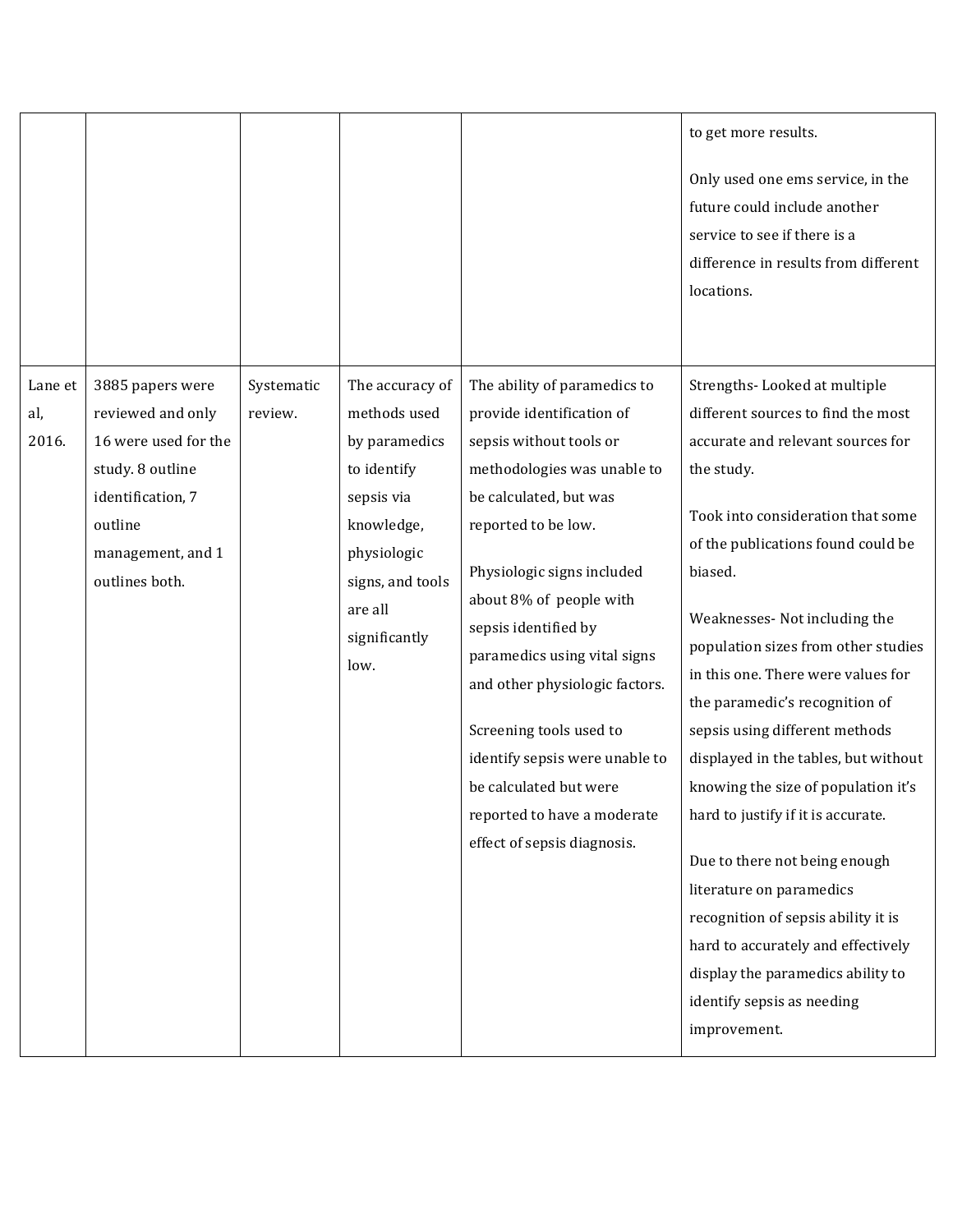| | | | | | |
|---|---|---|---|---|---|
| | | | | | to get more results.<br><br>Only used one ems service, in the future could include another service to see if there is a difference in results from different locations. |
| Lane et al, 2016. | 3885 papers were reviewed and only 16 were used for the study. 8 outline identification, 7 outline management, and 1 outlines both. | Systematic review. | The accuracy of methods used by paramedics to identify sepsis via knowledge, physiologic signs, and tools are all significantly low. | The ability of paramedics to provide identification of sepsis without tools or methodologies was unable to be calculated, but was reported to be low.<br><br>Physiologic signs included about 8% of people with sepsis identified by paramedics using vital signs and other physiologic factors.<br><br>Screening tools used to identify sepsis were unable to be calculated but were reported to have a moderate effect of sepsis diagnosis. | Strengths- Looked at multiple different sources to find the most accurate and relevant sources for the study.<br><br>Took into consideration that some of the publications found could be biased.<br><br>Weaknesses- Not including the population sizes from other studies in this one. There were values for the paramedic's recognition of sepsis using different methods displayed in the tables, but without knowing the size of population it's hard to justify if it is accurate.<br><br>Due to there not being enough literature on paramedics recognition of sepsis ability it is hard to accurately and effectively display the paramedics ability to identify sepsis as needing improvement. |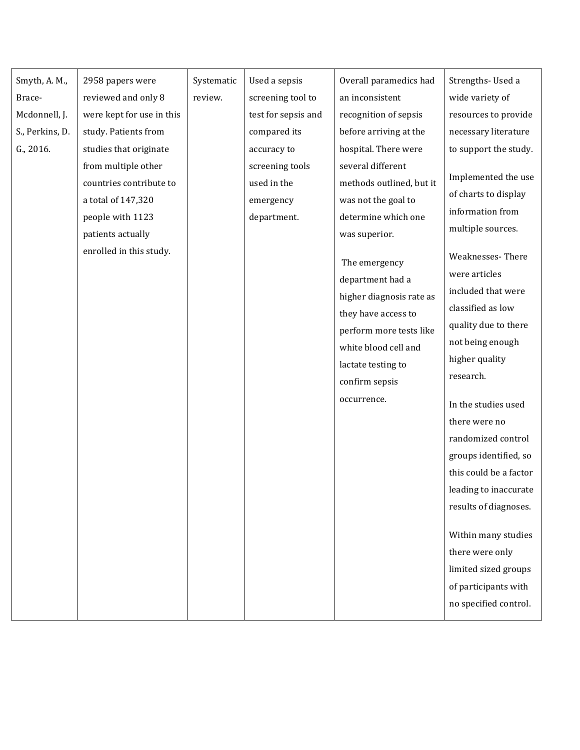| | | | | | |
|---|---|---|---|---|---|
| Smyth, A. M., Brace-Mcdonnell, J. S., Perkins, D. G., 2016. | 2958 papers were reviewed and only 8 were kept for use in this study. Patients from studies that originate from multiple other countries contribute to a total of 147,320 people with 1123 patients actually enrolled in this study. | Systematic review. | Used a sepsis screening tool to test for sepsis and compared its accuracy to screening tools used in the emergency department. | Overall paramedics had an inconsistent recognition of sepsis before arriving at the hospital. There were several different methods outlined, but it was not the goal to determine which one was superior.<br><br>The emergency department had a higher diagnosis rate as they have access to perform more tests like white blood cell and lactate testing to confirm sepsis occurrence. | Strengths- Used a wide variety of resources to provide necessary literature to support the study.<br><br>Implemented the use of charts to display information from multiple sources.<br><br>Weaknesses- There were articles included that were classified as low quality due to there not being enough higher quality research.<br><br>In the studies used there were no randomized control groups identified, so this could be a factor leading to inaccurate results of diagnoses.<br><br>Within many studies there were only limited sized groups of participants with no specified control. |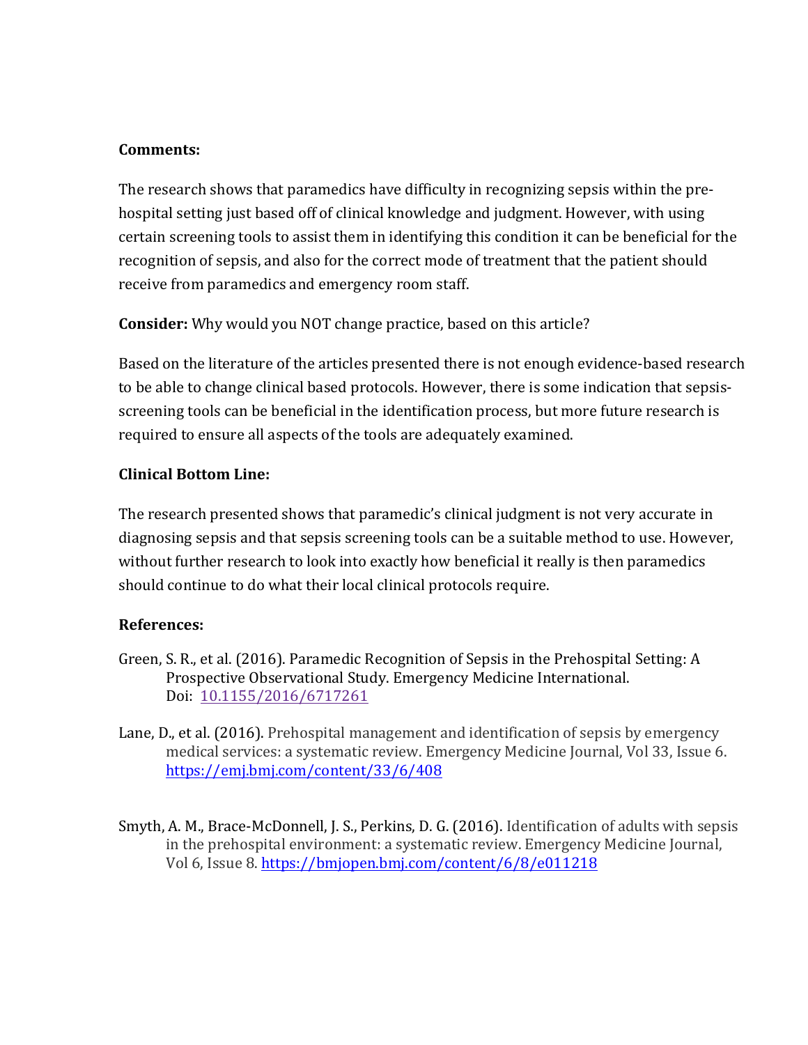**Comments:**

The research shows that paramedics have difficulty in recognizing sepsis within the pre-hospital setting just based off of clinical knowledge and judgment. However, with using certain screening tools to assist them in identifying this condition it can be beneficial for the recognition of sepsis, and also for the correct mode of treatment that the patient should receive from paramedics and emergency room staff.

**Consider:** Why would you NOT change practice, based on this article?

Based on the literature of the articles presented there is not enough evidence-based research to be able to change clinical based protocols. However, there is some indication that sepsis-screening tools can be beneficial in the identification process, but more future research is required to ensure all aspects of the tools are adequately examined.

**Clinical Bottom Line:**

The research presented shows that paramedic's clinical judgment is not very accurate in diagnosing sepsis and that sepsis screening tools can be a suitable method to use. However, without further research to look into exactly how beneficial it really is then paramedics should continue to do what their local clinical protocols require.

**References:**

Green, S. R., et al. (2016). Paramedic Recognition of Sepsis in the Prehospital Setting: A Prospective Observational Study. Emergency Medicine International. Doi: [10.1155/2016/6717261](10.1155/2016/6717261)

Lane, D., et al. (2016). Prehospital management and identification of sepsis by emergency medical services: a systematic review. Emergency Medicine Journal, Vol 33, Issue 6. [https://emj.bmj.com/content/33/6/408](https://emj.bmj.com/content/33/6/408)

Smyth, A. M., Brace-McDonnell, J. S., Perkins, D. G. (2016). Identification of adults with sepsis in the prehospital environment: a systematic review. Emergency Medicine Journal, Vol 6, Issue 8. [https://bmjopen.bmj.com/content/6/8/e011218](https://bmjopen.bmj.com/content/6/8/e011218)